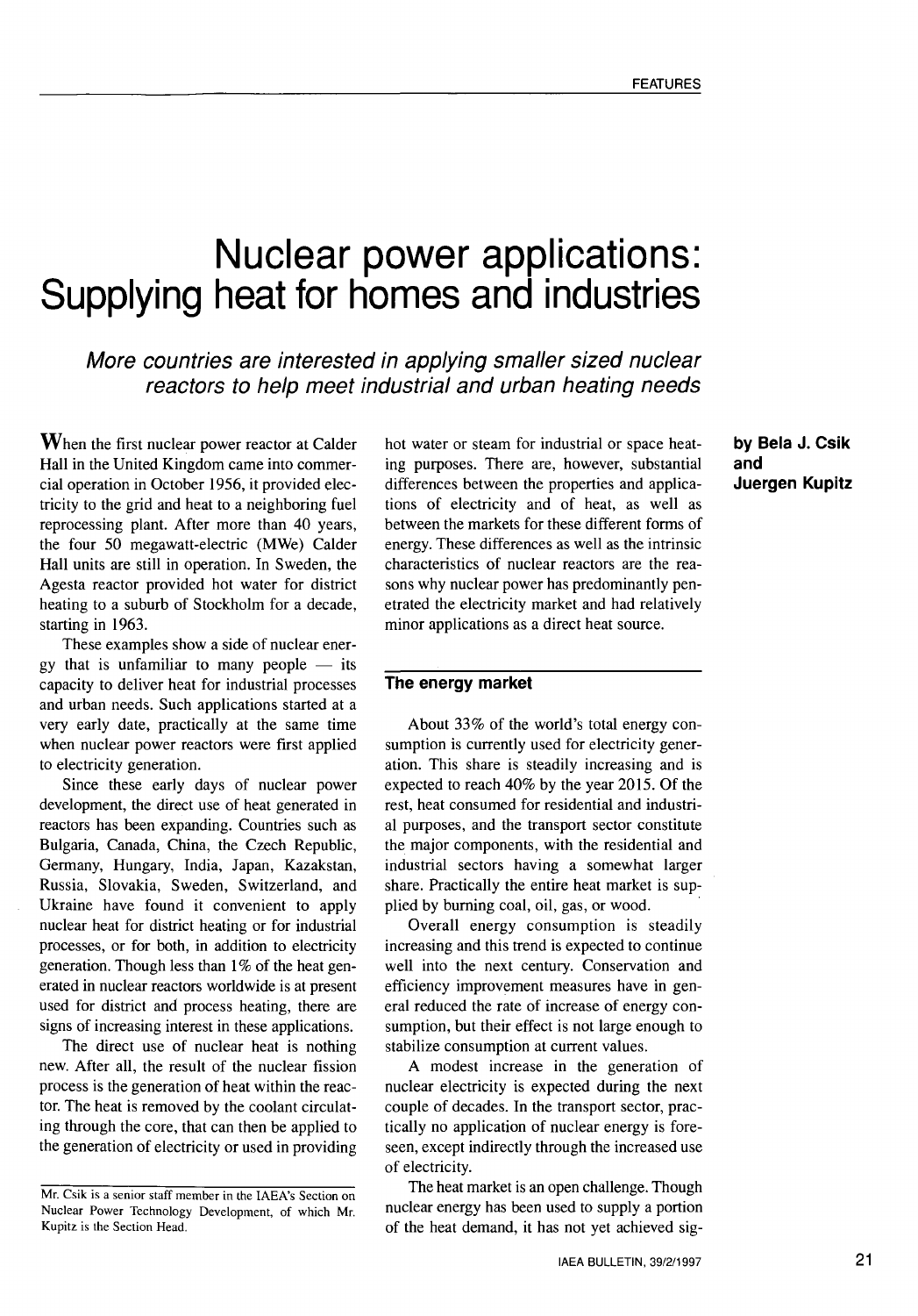# Nuclear power applications: Supplying heat for homes and industries

*More countries are interested in applying smaller sized nuclear reactors to help meet industrial and urban heating needs*

**by Bela J. Csik and Juergen Kupitz**

When the first nuclear power reactor at Calder Hall in the United Kingdom came into commercial operation in October 1956, it provided electricity to the grid and heat to a neighboring fuel reprocessing plant. After more than 40 years, the four 50 megawatt-electric (MWe) Calder Hall units are still in operation. In Sweden, the Agesta reactor provided hot water for district heating to a suburb of Stockholm for a decade, starting in 1963.

These examples show a side of nuclear energy that is unfamiliar to many people — its capacity to deliver heat for industrial processes and urban needs. Such applications started at a very early date, practically at the same time when nuclear power reactors were first applied to electricity generation.

Since these early days of nuclear power development, the direct use of heat generated in reactors has been expanding. Countries such as Bulgaria, Canada, China, the Czech Republic, Germany, Hungary, India, Japan, Kazakstan, Russia, Slovakia, Sweden, Switzerland, and Ukraine have found it convenient to apply nuclear heat for district heating or for industrial processes, or for both, in addition to electricity generation. Though less than 1% of the heat generated in nuclear reactors worldwide is at present used for district and process heating, there are signs of increasing interest in these applications.

The direct use of nuclear heat is nothing new. After all, the result of the nuclear fission process is the generation of heat within the reactor. The heat is removed by the coolant circulating through the core, that can then be applied to the generation of electricity or used in providing hot water or steam for industrial or space heating purposes. There are, however, substantial differences between the properties and applications of electricity and of heat, as well as between the markets for these different forms of energy. These differences as well as the intrinsic characteristics of nuclear reactors are the reasons why nuclear power has predominantly penetrated the electricity market and had relatively minor applications as a direct heat source.

## The energy market

About 33% of the world's total energy consumption is currently used for electricity generation. This share is steadily increasing and is expected to reach 40% by the year 2015. Of the rest, heat consumed for residential and industrial purposes, and the transport sector constitute the major components, with the residential and industrial sectors having a somewhat larger share. Practically the entire heat market is supplied by burning coal, oil, gas, or wood.

Overall energy consumption is steadily increasing and this trend is expected to continue well into the next century. Conservation and efficiency improvement measures have in general reduced the rate of increase of energy consumption, but their effect is not large enough to stabilize consumption at current values.

A modest increase in the generation of nuclear electricity is expected during the next couple of decades. In the transport sector, practically no application of nuclear energy is foreseen, except indirectly through the increased use of electricity.

The heat market is an open challenge. Though nuclear energy has been used to supply a portion of the heat demand, it has not yet achieved sig-

Mr. Csik is a senior staff member in the IAEA's Section on Nuclear Power Technology Development, of which Mr. Kupitz is the Section Head.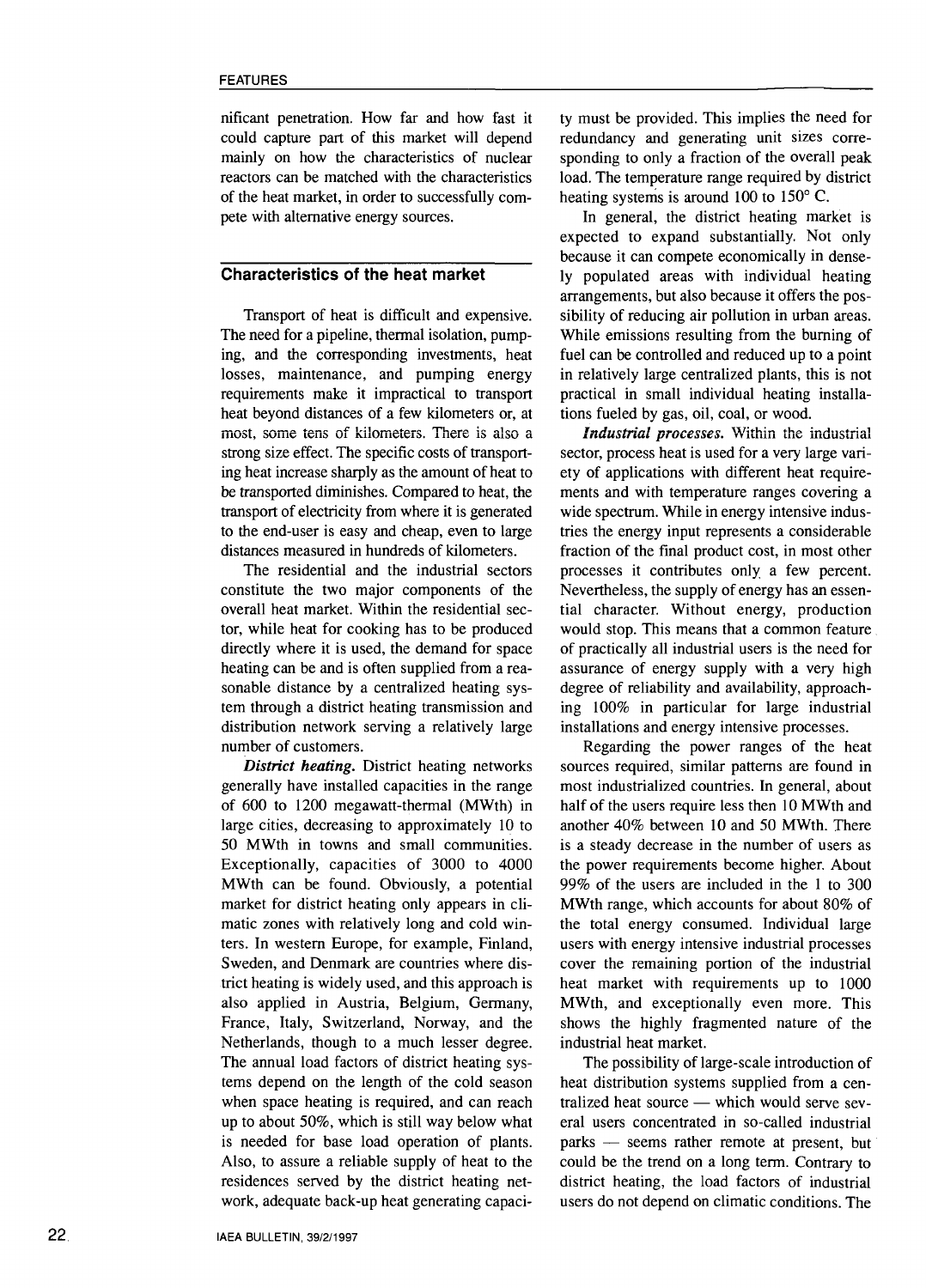nificant penetration. How far and how fast it could capture part of this market will depend mainly on how the characteristics of nuclear reactors can be matched with the characteristics of the heat market, in order to successfully compete with alternative energy sources.

## Characteristics of the heat market

Transport of heat is difficult and expensive. The need for a pipeline, thermal isolation, pumping, and the corresponding investments, heat losses, maintenance, and pumping energy requirements make it impractical to transport heat beyond distances of a few kilometers or, at most, some tens of kilometers. There is also a strong size effect. The specific costs of transporting heat increase sharply as the amount of heat to be transported diminishes. Compared to heat, the transport of electricity from where it is generated to the end-user is easy and cheap, even to large distances measured in hundreds of kilometers.

The residential and the industrial sectors constitute the two major components of the overall heat market. Within the residential sector, while heat for cooking has to be produced directly where it is used, the demand for space heating can be and is often supplied from a reasonable distance by a centralized heating system through a district heating transmission and distribution network serving a relatively large number of customers.

***District heating.*** District heating networks generally have installed capacities in the range of 600 to 1200 megawatt-thermal (MWth) in large cities, decreasing to approximately 10 to 50 MWth in towns and small communities. Exceptionally, capacities of 3000 to 4000 MWth can be found. Obviously, a potential market for district heating only appears in climatic zones with relatively long and cold winters. In western Europe, for example, Finland, Sweden, and Denmark are countries where district heating is widely used, and this approach is also applied in Austria, Belgium, Germany, France, Italy, Switzerland, Norway, and the Netherlands, though to a much lesser degree. The annual load factors of district heating systems depend on the length of the cold season when space heating is required, and can reach up to about 50%, which is still way below what is needed for base load operation of plants. Also, to assure a reliable supply of heat to the residences served by the district heating network, adequate back-up heat generating capacity must be provided. This implies the need for redundancy and generating unit sizes corresponding to only a fraction of the overall peak load. The temperature range required by district heating systems is around 100 to 150° C.

In general, the district heating market is expected to expand substantially. Not only because it can compete economically in densely populated areas with individual heating arrangements, but also because it offers the possibility of reducing air pollution in urban areas. While emissions resulting from the burning of fuel can be controlled and reduced up to a point in relatively large centralized plants, this is not practical in small individual heating installations fueled by gas, oil, coal, or wood.

***Industrial processes.*** Within the industrial sector, process heat is used for a very large variety of applications with different heat requirements and with temperature ranges covering a wide spectrum. While in energy intensive industries the energy input represents a considerable fraction of the final product cost, in most other processes it contributes only a few percent. Nevertheless, the supply of energy has an essential character. Without energy, production would stop. This means that a common feature of practically all industrial users is the need for assurance of energy supply with a very high degree of reliability and availability, approaching 100% in particular for large industrial installations and energy intensive processes.

Regarding the power ranges of the heat sources required, similar patterns are found in most industrialized countries. In general, about half of the users require less then 10 MWth and another 40% between 10 and 50 MWth. There is a steady decrease in the number of users as the power requirements become higher. About 99% of the users are included in the 1 to 300 MWth range, which accounts for about 80% of the total energy consumed. Individual large users with energy intensive industrial processes cover the remaining portion of the industrial heat market with requirements up to 1000 MWth, and exceptionally even more. This shows the highly fragmented nature of the industrial heat market.

The possibility of large-scale introduction of heat distribution systems supplied from a centralized heat source — which would serve several users concentrated in so-called industrial parks — seems rather remote at present, but could be the trend on a long term. Contrary to district heating, the load factors of industrial users do not depend on climatic conditions. The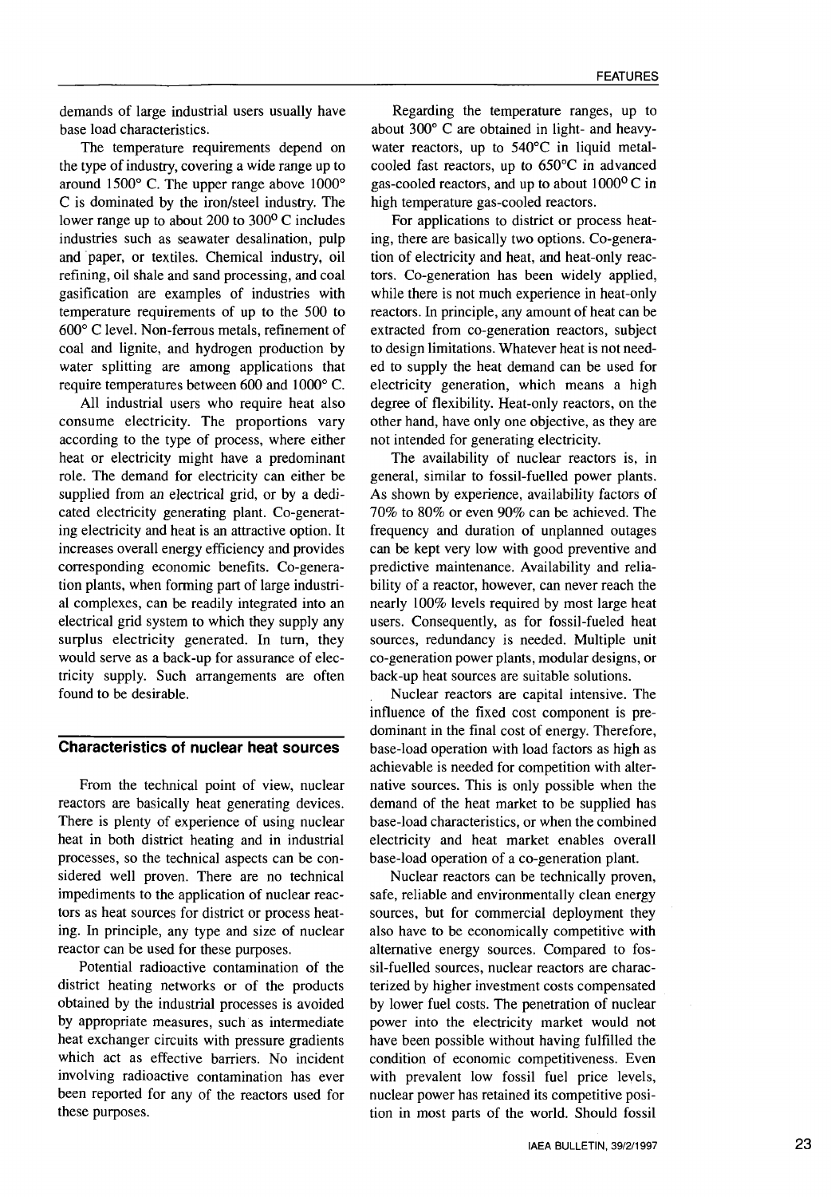demands of large industrial users usually have base load characteristics.

The temperature requirements depend on the type of industry, covering a wide range up to around 1500° C. The upper range above 1000° C is dominated by the iron/steel industry. The lower range up to about 200 to 300° C includes industries such as seawater desalination, pulp and paper, or textiles. Chemical industry, oil refining, oil shale and sand processing, and coal gasification are examples of industries with temperature requirements of up to the 500 to 600° C level. Non-ferrous metals, refinement of coal and lignite, and hydrogen production by water splitting are among applications that require temperatures between 600 and 1000° C.

All industrial users who require heat also consume electricity. The proportions vary according to the type of process, where either heat or electricity might have a predominant role. The demand for electricity can either be supplied from an electrical grid, or by a dedicated electricity generating plant. Co-generating electricity and heat is an attractive option. It increases overall energy efficiency and provides corresponding economic benefits. Co-generation plants, when forming part of large industrial complexes, can be readily integrated into an electrical grid system to which they supply any surplus electricity generated. In turn, they would serve as a back-up for assurance of electricity supply. Such arrangements are often found to be desirable.

## Characteristics of nuclear heat sources

From the technical point of view, nuclear reactors are basically heat generating devices. There is plenty of experience of using nuclear heat in both district heating and in industrial processes, so the technical aspects can be considered well proven. There are no technical impediments to the application of nuclear reactors as heat sources for district or process heating. In principle, any type and size of nuclear reactor can be used for these purposes.

Potential radioactive contamination of the district heating networks or of the products obtained by the industrial processes is avoided by appropriate measures, such as intermediate heat exchanger circuits with pressure gradients which act as effective barriers. No incident involving radioactive contamination has ever been reported for any of the reactors used for these purposes.

Regarding the temperature ranges, up to about 300° C are obtained in light- and heavy-water reactors, up to 540°C in liquid metal-cooled fast reactors, up to 650°C in advanced gas-cooled reactors, and up to about 1000° C in high temperature gas-cooled reactors.

For applications to district or process heating, there are basically two options. Co-generation of electricity and heat, and heat-only reactors. Co-generation has been widely applied, while there is not much experience in heat-only reactors. In principle, any amount of heat can be extracted from co-generation reactors, subject to design limitations. Whatever heat is not needed to supply the heat demand can be used for electricity generation, which means a high degree of flexibility. Heat-only reactors, on the other hand, have only one objective, as they are not intended for generating electricity.

The availability of nuclear reactors is, in general, similar to fossil-fuelled power plants. As shown by experience, availability factors of 70% to 80% or even 90% can be achieved. The frequency and duration of unplanned outages can be kept very low with good preventive and predictive maintenance. Availability and reliability of a reactor, however, can never reach the nearly 100% levels required by most large heat users. Consequently, as for fossil-fueled heat sources, redundancy is needed. Multiple unit co-generation power plants, modular designs, or back-up heat sources are suitable solutions.

Nuclear reactors are capital intensive. The influence of the fixed cost component is predominant in the final cost of energy. Therefore, base-load operation with load factors as high as achievable is needed for competition with alternative sources. This is only possible when the demand of the heat market to be supplied has base-load characteristics, or when the combined electricity and heat market enables overall base-load operation of a co-generation plant.

Nuclear reactors can be technically proven, safe, reliable and environmentally clean energy sources, but for commercial deployment they also have to be economically competitive with alternative energy sources. Compared to fossil-fuelled sources, nuclear reactors are characterized by higher investment costs compensated by lower fuel costs. The penetration of nuclear power into the electricity market would not have been possible without having fulfilled the condition of economic competitiveness. Even with prevalent low fossil fuel price levels, nuclear power has retained its competitive position in most parts of the world. Should fossil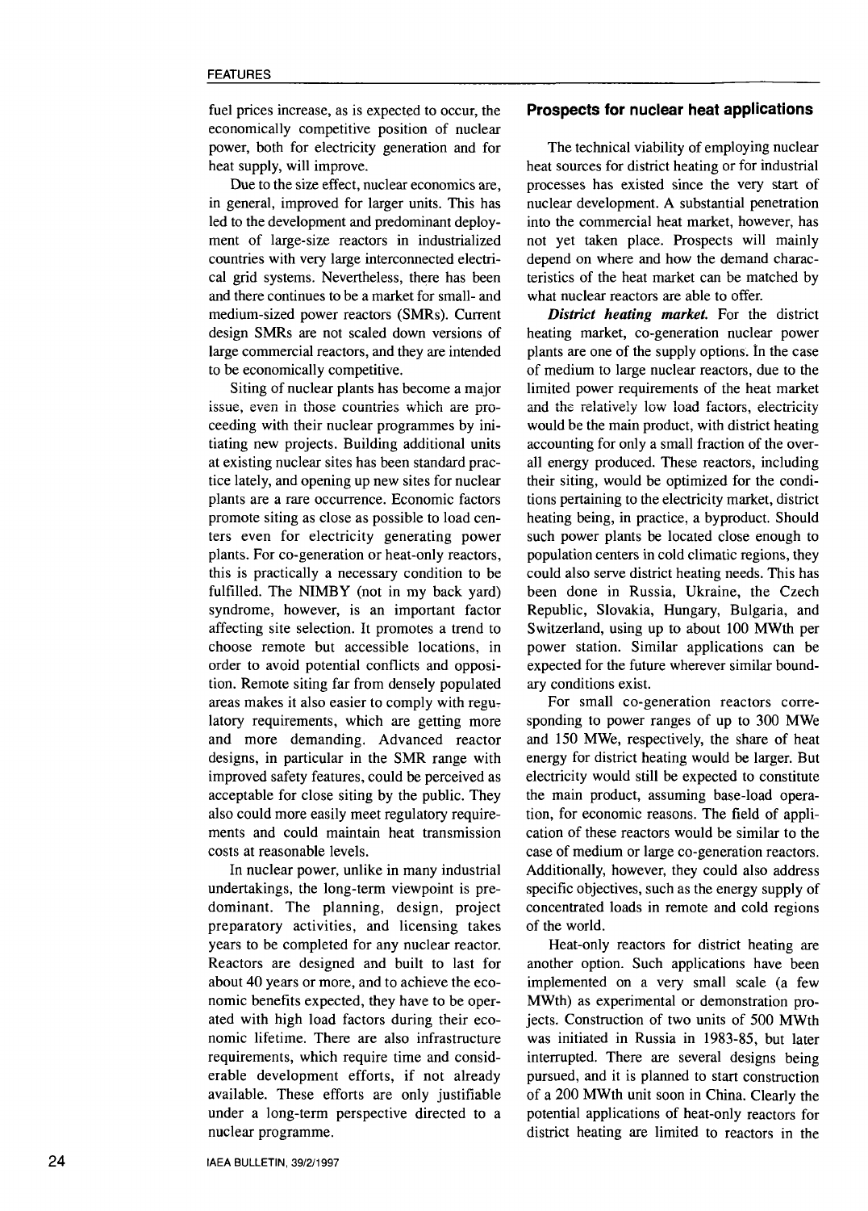fuel prices increase, as is expected to occur, the economically competitive position of nuclear power, both for electricity generation and for heat supply, will improve.

Due to the size effect, nuclear economics are, in general, improved for larger units. This has led to the development and predominant deployment of large-size reactors in industrialized countries with very large interconnected electrical grid systems. Nevertheless, there has been and there continues to be a market for small- and medium-sized power reactors (SMRs). Current design SMRs are not scaled down versions of large commercial reactors, and they are intended to be economically competitive.

Siting of nuclear plants has become a major issue, even in those countries which are proceeding with their nuclear programmes by initiating new projects. Building additional units at existing nuclear sites has been standard practice lately, and opening up new sites for nuclear plants are a rare occurrence. Economic factors promote siting as close as possible to load centers even for electricity generating power plants. For co-generation or heat-only reactors, this is practically a necessary condition to be fulfilled. The NIMBY (not in my back yard) syndrome, however, is an important factor affecting site selection. It promotes a trend to choose remote but accessible locations, in order to avoid potential conflicts and opposition. Remote siting far from densely populated areas makes it also easier to comply with regulatory requirements, which are getting more and more demanding. Advanced reactor designs, in particular in the SMR range with improved safety features, could be perceived as acceptable for close siting by the public. They also could more easily meet regulatory requirements and could maintain heat transmission costs at reasonable levels.

In nuclear power, unlike in many industrial undertakings, the long-term viewpoint is predominant. The planning, design, project preparatory activities, and licensing takes years to be completed for any nuclear reactor. Reactors are designed and built to last for about 40 years or more, and to achieve the economic benefits expected, they have to be operated with high load factors during their economic lifetime. There are also infrastructure requirements, which require time and considerable development efforts, if not already available. These efforts are only justifiable under a long-term perspective directed to a nuclear programme.

## Prospects for nuclear heat applications

The technical viability of employing nuclear heat sources for district heating or for industrial processes has existed since the very start of nuclear development. A substantial penetration into the commercial heat market, however, has not yet taken place. Prospects will mainly depend on where and how the demand characteristics of the heat market can be matched by what nuclear reactors are able to offer.

***District heating market.*** For the district heating market, co-generation nuclear power plants are one of the supply options. In the case of medium to large nuclear reactors, due to the limited power requirements of the heat market and the relatively low load factors, electricity would be the main product, with district heating accounting for only a small fraction of the overall energy produced. These reactors, including their siting, would be optimized for the conditions pertaining to the electricity market, district heating being, in practice, a byproduct. Should such power plants be located close enough to population centers in cold climatic regions, they could also serve district heating needs. This has been done in Russia, Ukraine, the Czech Republic, Slovakia, Hungary, Bulgaria, and Switzerland, using up to about 100 MWth per power station. Similar applications can be expected for the future wherever similar boundary conditions exist.

For small co-generation reactors corresponding to power ranges of up to 300 MWe and 150 MWe, respectively, the share of heat energy for district heating would be larger. But electricity would still be expected to constitute the main product, assuming base-load operation, for economic reasons. The field of application of these reactors would be similar to the case of medium or large co-generation reactors. Additionally, however, they could also address specific objectives, such as the energy supply of concentrated loads in remote and cold regions of the world.

Heat-only reactors for district heating are another option. Such applications have been implemented on a very small scale (a few MWth) as experimental or demonstration projects. Construction of two units of 500 MWth was initiated in Russia in 1983-85, but later interrupted. There are several designs being pursued, and it is planned to start construction of a 200 MWth unit soon in China. Clearly the potential applications of heat-only reactors for district heating are limited to reactors in the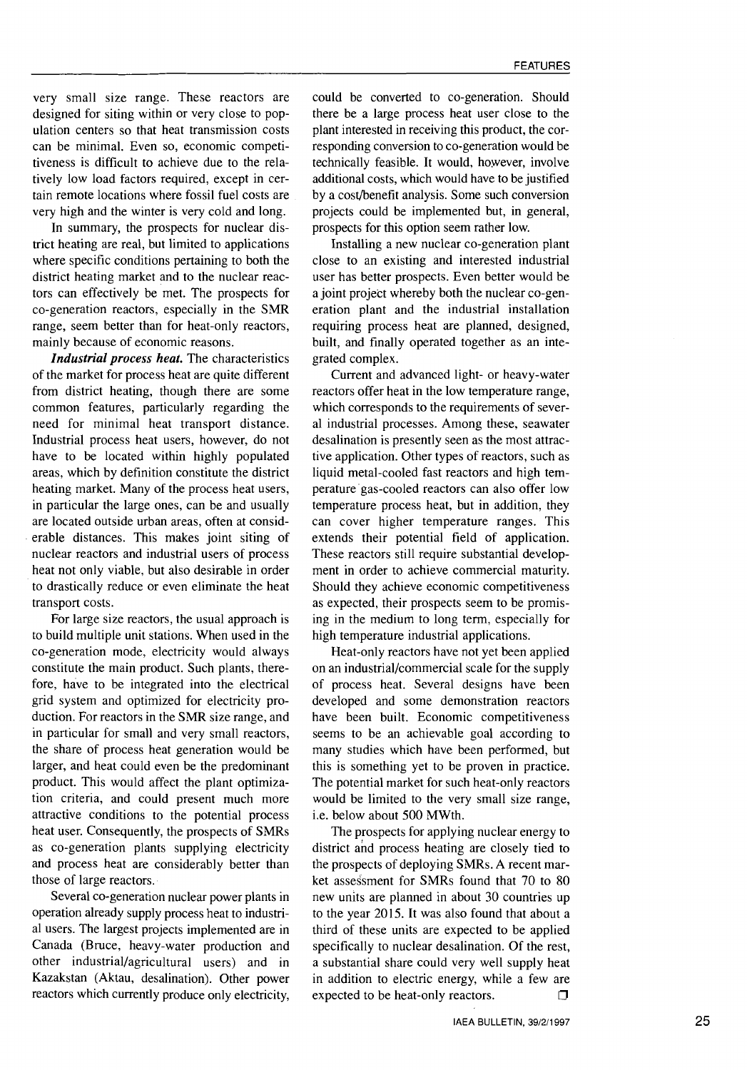very small size range. These reactors are designed for siting within or very close to population centers so that heat transmission costs can be minimal. Even so, economic competitiveness is difficult to achieve due to the relatively low load factors required, except in certain remote locations where fossil fuel costs are very high and the winter is very cold and long.

In summary, the prospects for nuclear district heating are real, but limited to applications where specific conditions pertaining to both the district heating market and to the nuclear reactors can effectively be met. The prospects for co-generation reactors, especially in the SMR range, seem better than for heat-only reactors, mainly because of economic reasons.

***Industrial process heat.*** The characteristics of the market for process heat are quite different from district heating, though there are some common features, particularly regarding the need for minimal heat transport distance. Industrial process heat users, however, do not have to be located within highly populated areas, which by definition constitute the district heating market. Many of the process heat users, in particular the large ones, can be and usually are located outside urban areas, often at considerable distances. This makes joint siting of nuclear reactors and industrial users of process heat not only viable, but also desirable in order to drastically reduce or even eliminate the heat transport costs.

For large size reactors, the usual approach is to build multiple unit stations. When used in the co-generation mode, electricity would always constitute the main product. Such plants, therefore, have to be integrated into the electrical grid system and optimized for electricity production. For reactors in the SMR size range, and in particular for small and very small reactors, the share of process heat generation would be larger, and heat could even be the predominant product. This would affect the plant optimization criteria, and could present much more attractive conditions to the potential process heat user. Consequently, the prospects of SMRs as co-generation plants supplying electricity and process heat are considerably better than those of large reactors.

Several co-generation nuclear power plants in operation already supply process heat to industrial users. The largest projects implemented are in Canada (Bruce, heavy-water production and other industrial/agricultural users) and in Kazakstan (Aktau, desalination). Other power reactors which currently produce only electricity, could be converted to co-generation. Should there be a large process heat user close to the plant interested in receiving this product, the corresponding conversion to co-generation would be technically feasible. It would, however, involve additional costs, which would have to be justified by a cost/benefit analysis. Some such conversion projects could be implemented but, in general, prospects for this option seem rather low.

Installing a new nuclear co-generation plant close to an existing and interested industrial user has better prospects. Even better would be a joint project whereby both the nuclear co-generation plant and the industrial installation requiring process heat are planned, designed, built, and finally operated together as an integrated complex.

Current and advanced light- or heavy-water reactors offer heat in the low temperature range, which corresponds to the requirements of several industrial processes. Among these, seawater desalination is presently seen as the most attractive application. Other types of reactors, such as liquid metal-cooled fast reactors and high temperature gas-cooled reactors can also offer low temperature process heat, but in addition, they can cover higher temperature ranges. This extends their potential field of application. These reactors still require substantial development in order to achieve commercial maturity. Should they achieve economic competitiveness as expected, their prospects seem to be promising in the medium to long term, especially for high temperature industrial applications.

Heat-only reactors have not yet been applied on an industrial/commercial scale for the supply of process heat. Several designs have been developed and some demonstration reactors have been built. Economic competitiveness seems to be an achievable goal according to many studies which have been performed, but this is something yet to be proven in practice. The potential market for such heat-only reactors would be limited to the very small size range, i.e. below about 500 MWth.

The prospects for applying nuclear energy to district and process heating are closely tied to the prospects of deploying SMRs. A recent market assessment for SMRs found that 70 to 80 new units are planned in about 30 countries up to the year 2015. It was also found that about a third of these units are expected to be applied specifically to nuclear desalination. Of the rest, a substantial share could very well supply heat in addition to electric energy, while a few are expected to be heat-only reactors. ❐